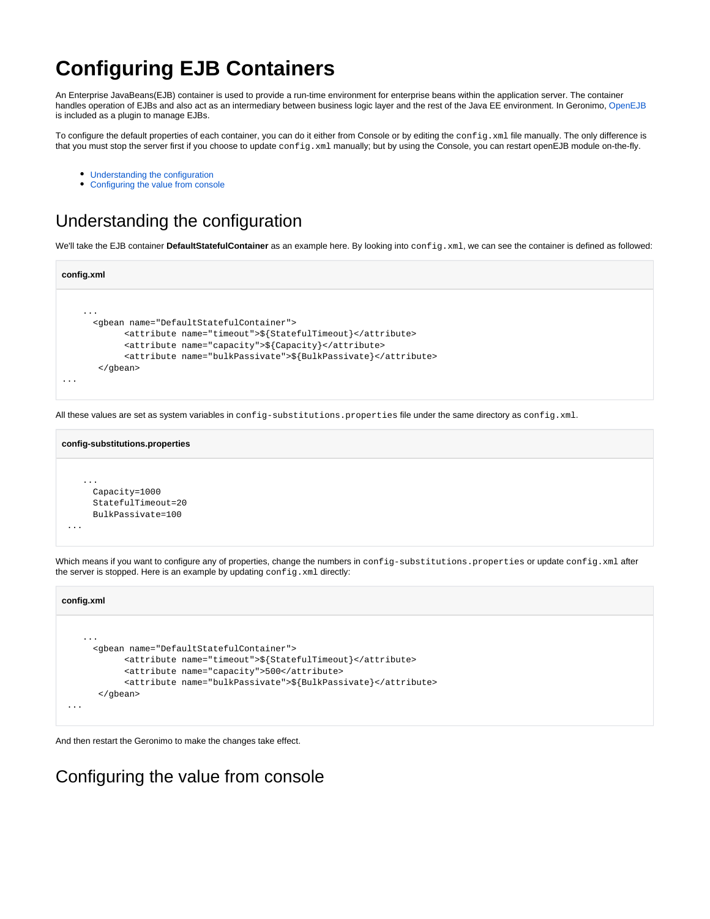# Configuring EJB Containers

An Enterprise JavaBeans(EJB) container is used to provide a run-time environment for enterprise beans within the application server. The container handles operation of EJBs and also act as an intermediary between business logic layer and the rest of the Java EE environment. In Geronimo, OpenEJB is included as a plugin to manage EJBs.

To configure the default properties of each container, you can do it either from Console or by editing the `config.xml` file manually. The only difference is that you must stop the server first if you choose to update `config.xml` manually; but by using the Console, you can restart openEJB module on-the-fly.

- Understanding the configuration
- Configuring the value from console

## Understanding the configuration

We'll take the EJB container **DefaultStatefulContainer** as an example here. By looking into `config.xml`, we can see the container is defined as followed:

**config.xml**

```
    ...
      <gbean name="DefaultStatefulContainer">
            <attribute name="timeout">${StatefulTimeout}</attribute>
            <attribute name="capacity">${Capacity}</attribute>
            <attribute name="bulkPassivate">${BulkPassivate}</attribute>
       </gbean>
...
```

All these values are set as system variables in `config-substitutions.properties` file under the same directory as `config.xml`.

**config-substitutions.properties**

```
    ...
      Capacity=1000
      StatefulTimeout=20
      BulkPassivate=100
 ...
```

Which means if you want to configure any of properties, change the numbers in `config-substitutions.properties` or update `config.xml` after the server is stopped. Here is an example by updating `config.xml` directly:

**config.xml**

```
    ...
      <gbean name="DefaultStatefulContainer">
            <attribute name="timeout">${StatefulTimeout}</attribute>
            <attribute name="capacity">500</attribute>
            <attribute name="bulkPassivate">${BulkPassivate}</attribute>
       </gbean>
 ...
```

And then restart the Geronimo to make the changes take effect.

## Configuring the value from console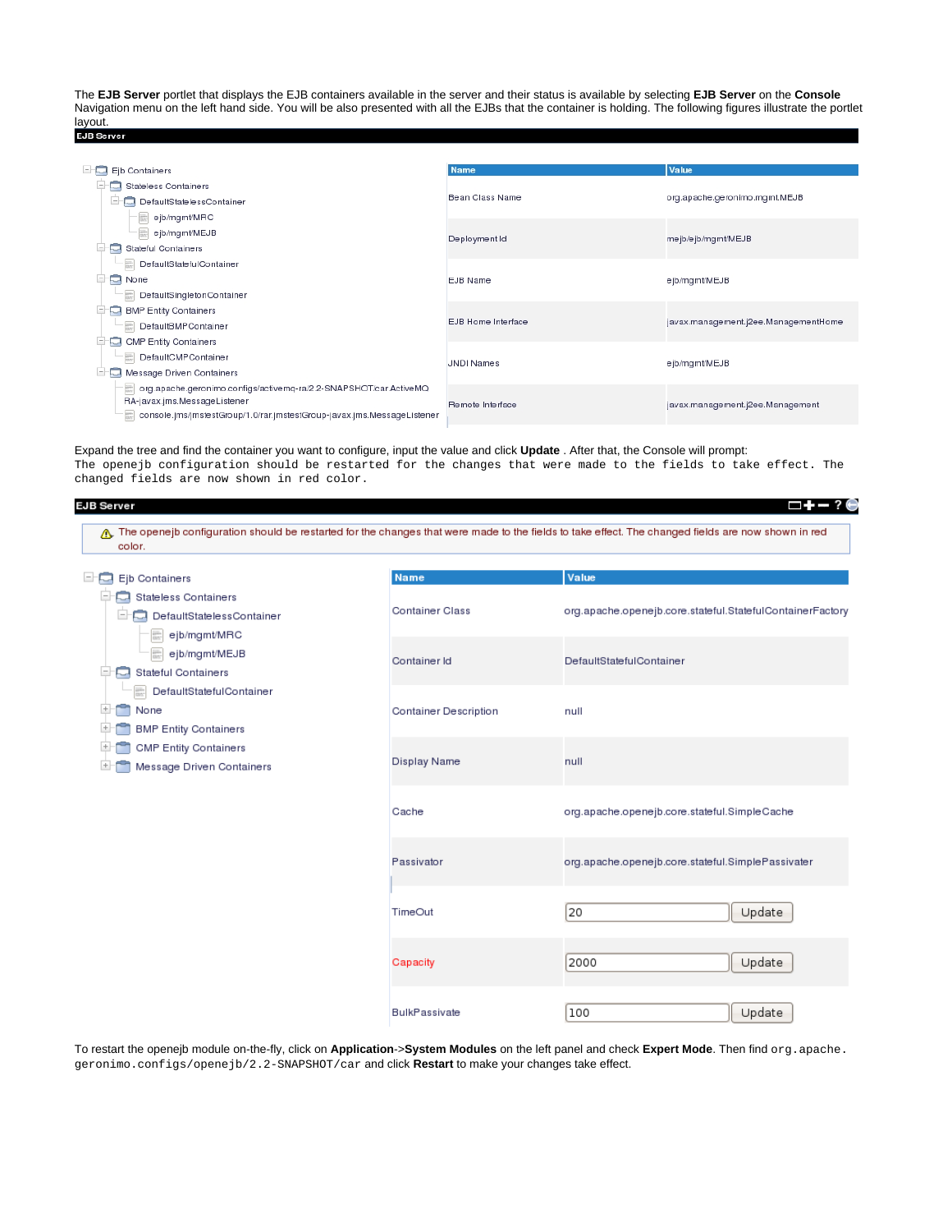The **EJB Server** portlet that displays the EJB containers available in the server and their status is available by selecting **EJB Server** on the **Console** Navigation menu on the left hand side. You will be also presented with all the EJBs that the container is holding. The following figures illustrate the portlet layout.

Expand the tree and find the container you want to configure, input the value and click **Update** . After that, the Console will prompt:

```
The openejb configuration should be restarted for the changes that were made to the fields to take effect. The changed fields are now shown in red color.
```

To restart the openejb module on-the-fly, click on **Application**->**System Modules** on the left panel and check **Expert Mode**. Then find `org.apache.geronimo.configs/openejb/2.2-SNAPSHOT/car` and click **Restart** to make your changes take effect.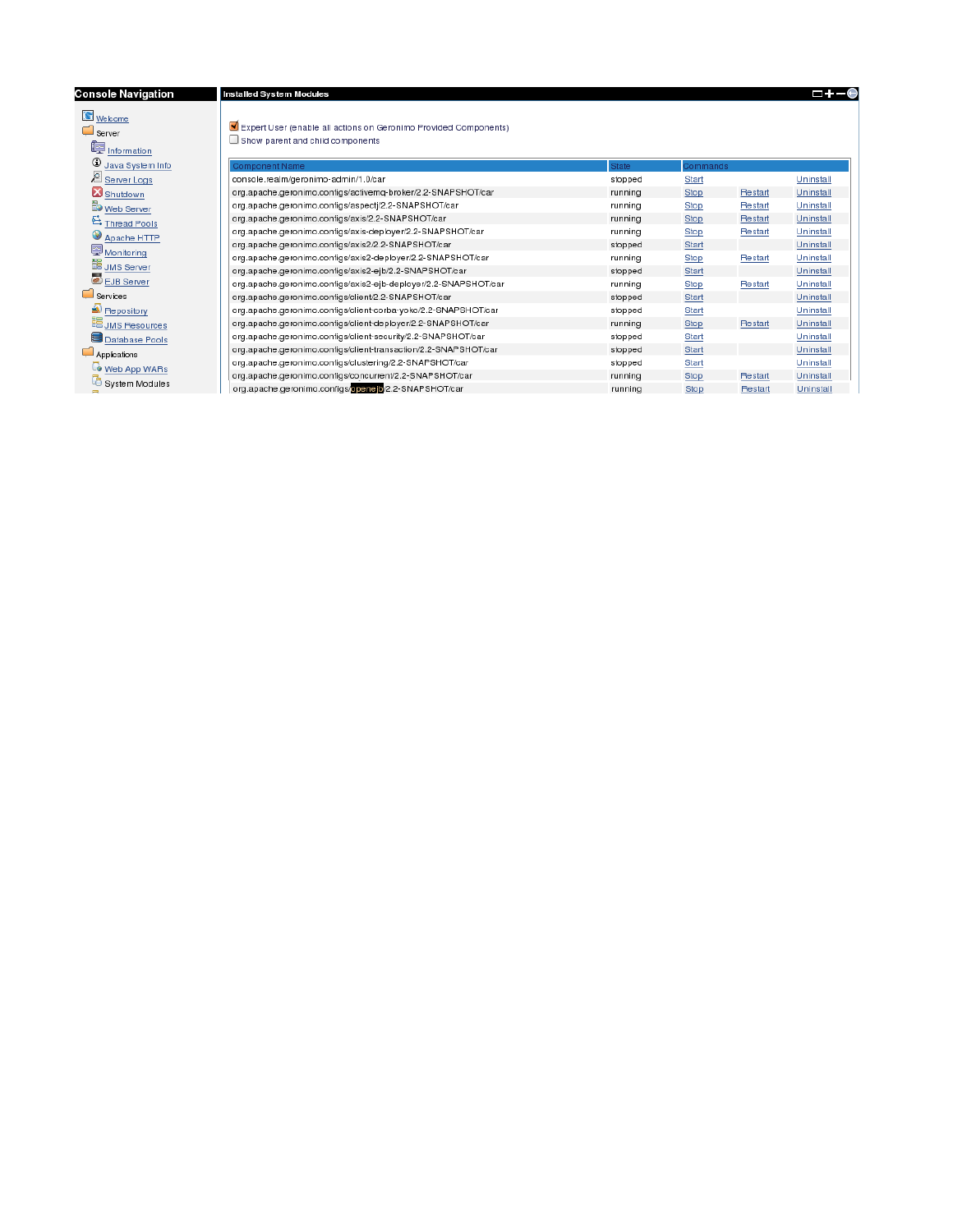**Console Navigation**

- Welcome
- Server
  - Information
  - Java System Info
  - Server Logs
  - Shutdown
  - Web Server
  - Thread Pools
  - Apache HTTP
  - Monitoring
  - JMS Server
  - EJB Server
- Services
  - Repository
  - JMS Resources
  - Database Pools
- Applications
  - Web App WARs
  - System Modules

**Installed System Modules**

☑ Expert User (enable all actions on Geronimo Provided Components)

☐ Show parent and child components

| Component Name | State | Commands | | |
|---|---|---|---|---|
| console.realm/geronimo-admin/1.0/car | stopped | Start | | Uninstall |
| org.apache.geronimo.configs/activemq-broker/2.2-SNAPSHOT/car | running | Stop | Restart | Uninstall |
| org.apache.geronimo.configs/aspectj/2.2-SNAPSHOT/car | running | Stop | Restart | Uninstall |
| org.apache.geronimo.configs/axis/2.2-SNAPSHOT/car | running | Stop | Restart | Uninstall |
| org.apache.geronimo.configs/axis-deployer/2.2-SNAPSHOT/car | running | Stop | Restart | Uninstall |
| org.apache.geronimo.configs/axis2/2.2-SNAPSHOT/car | stopped | Start | | Uninstall |
| org.apache.geronimo.configs/axis2-deployer/2.2-SNAPSHOT/car | running | Stop | Restart | Uninstall |
| org.apache.geronimo.configs/axis2-ejb/2.2-SNAPSHOT/car | stopped | Start | | Uninstall |
| org.apache.geronimo.configs/axis2-ejb-deployer/2.2-SNAPSHOT/car | running | Stop | Restart | Uninstall |
| org.apache.geronimo.configs/client/2.2-SNAPSHOT/car | stopped | Start | | Uninstall |
| org.apache.geronimo.configs/client-corba-yoko/2.2-SNAPSHOT/car | stopped | Start | | Uninstall |
| org.apache.geronimo.configs/client-deployer/2.2-SNAPSHOT/car | running | Stop | Restart | Uninstall |
| org.apache.geronimo.configs/client-security/2.2-SNAPSHOT/car | stopped | Start | | Uninstall |
| org.apache.geronimo.configs/client-transaction/2.2-SNAPSHOT/car | stopped | Start | | Uninstall |
| org.apache.geronimo.configs/clustering/2.2-SNAPSHOT/car | stopped | Start | | Uninstall |
| org.apache.geronimo.configs/concurrent/2.2-SNAPSHOT/car | running | Stop | Restart | Uninstall |
| org.apache.geronimo.configs/openejb/2.2-SNAPSHOT/car | running | Stop | Restart | Uninstall |